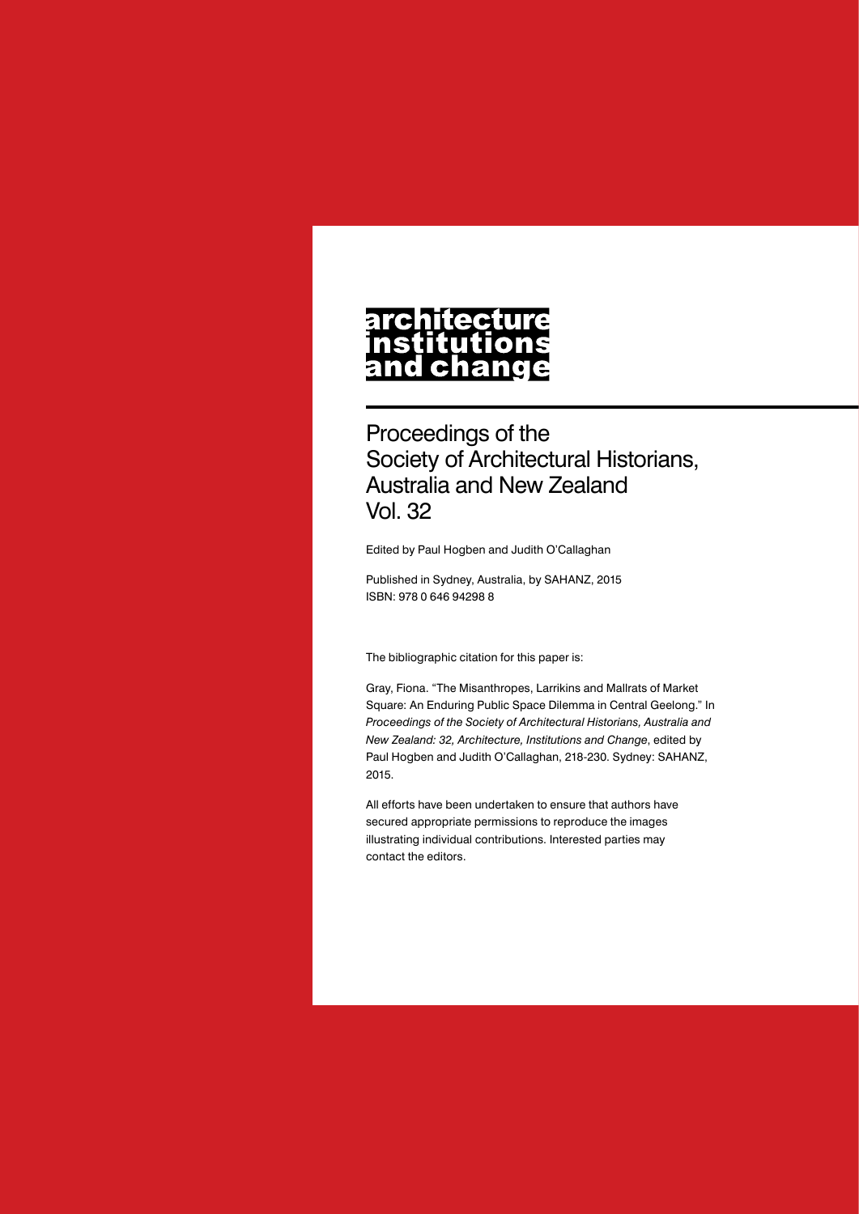# architecture institutions and change

## Proceedings of the Society of Architectural Historians, Australia and New Zealand Vol. 32

Edited by Paul Hogben and Judith O'Callaghan

Published in Sydney, Australia, by SAHANZ, 2015
ISBN: 978 0 646 94298 8

The bibliographic citation for this paper is:

Gray, Fiona. "The Misanthropes, Larrikins and Mallrats of Market Square: An Enduring Public Space Dilemma in Central Geelong." In *Proceedings of the Society of Architectural Historians, Australia and New Zealand: 32, Architecture, Institutions and Change*, edited by Paul Hogben and Judith O'Callaghan, 218-230. Sydney: SAHANZ, 2015.

All efforts have been undertaken to ensure that authors have secured appropriate permissions to reproduce the images illustrating individual contributions. Interested parties may contact the editors.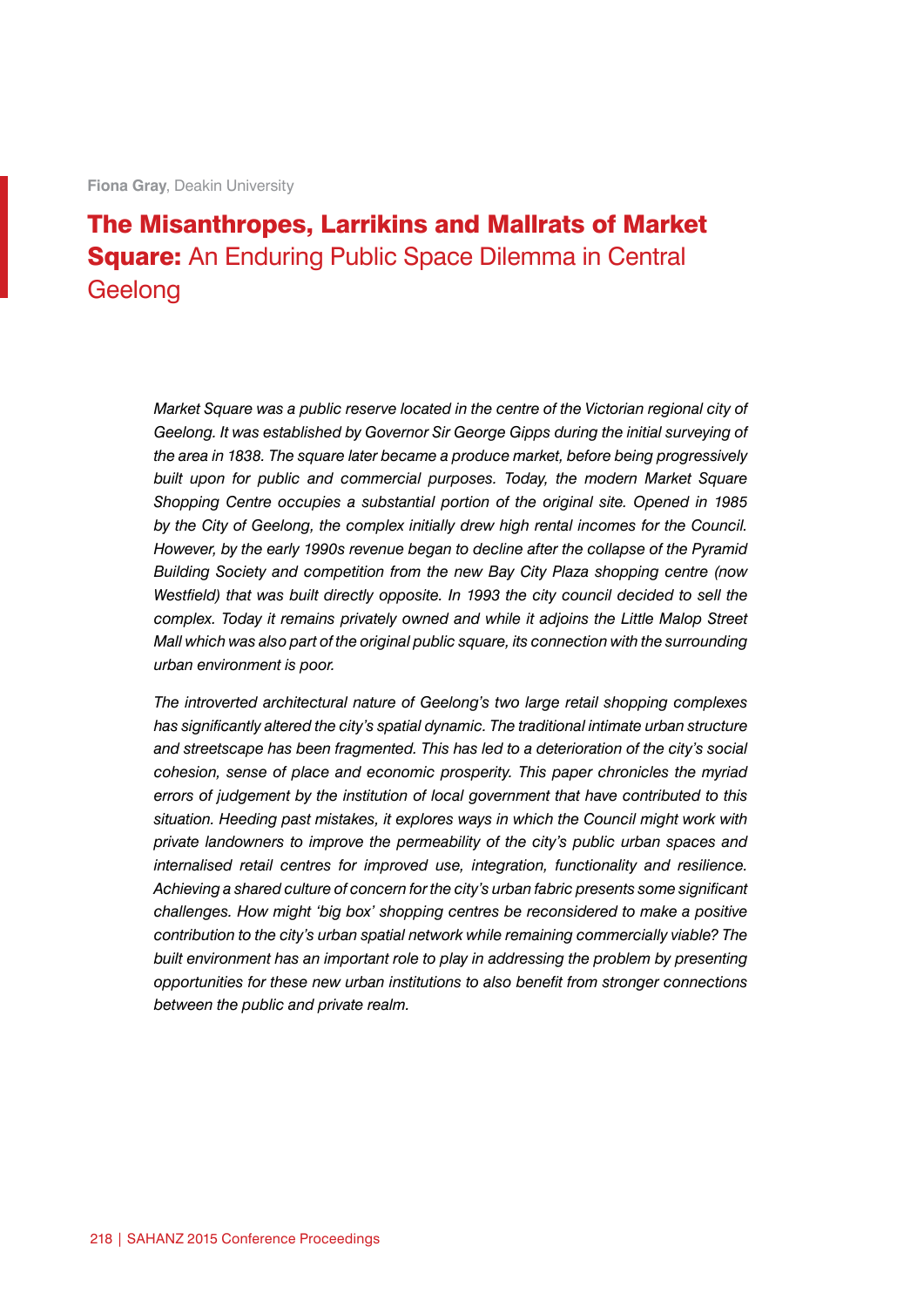**Fiona Gray**, Deakin University

# **The Misanthropes, Larrikins and Mallrats of Market Square:** An Enduring Public Space Dilemma in Central Geelong

*Market Square was a public reserve located in the centre of the Victorian regional city of Geelong. It was established by Governor Sir George Gipps during the initial surveying of the area in 1838. The square later became a produce market, before being progressively built upon for public and commercial purposes. Today, the modern Market Square Shopping Centre occupies a substantial portion of the original site. Opened in 1985 by the City of Geelong, the complex initially drew high rental incomes for the Council. However, by the early 1990s revenue began to decline after the collapse of the Pyramid Building Society and competition from the new Bay City Plaza shopping centre (now Westfield) that was built directly opposite. In 1993 the city council decided to sell the complex. Today it remains privately owned and while it adjoins the Little Malop Street Mall which was also part of the original public square, its connection with the surrounding urban environment is poor.*

*The introverted architectural nature of Geelong's two large retail shopping complexes has significantly altered the city's spatial dynamic. The traditional intimate urban structure and streetscape has been fragmented. This has led to a deterioration of the city's social cohesion, sense of place and economic prosperity. This paper chronicles the myriad errors of judgement by the institution of local government that have contributed to this situation. Heeding past mistakes, it explores ways in which the Council might work with private landowners to improve the permeability of the city's public urban spaces and internalised retail centres for improved use, integration, functionality and resilience. Achieving a shared culture of concern for the city's urban fabric presents some significant challenges. How might 'big box' shopping centres be reconsidered to make a positive contribution to the city's urban spatial network while remaining commercially viable? The built environment has an important role to play in addressing the problem by presenting opportunities for these new urban institutions to also benefit from stronger connections between the public and private realm.*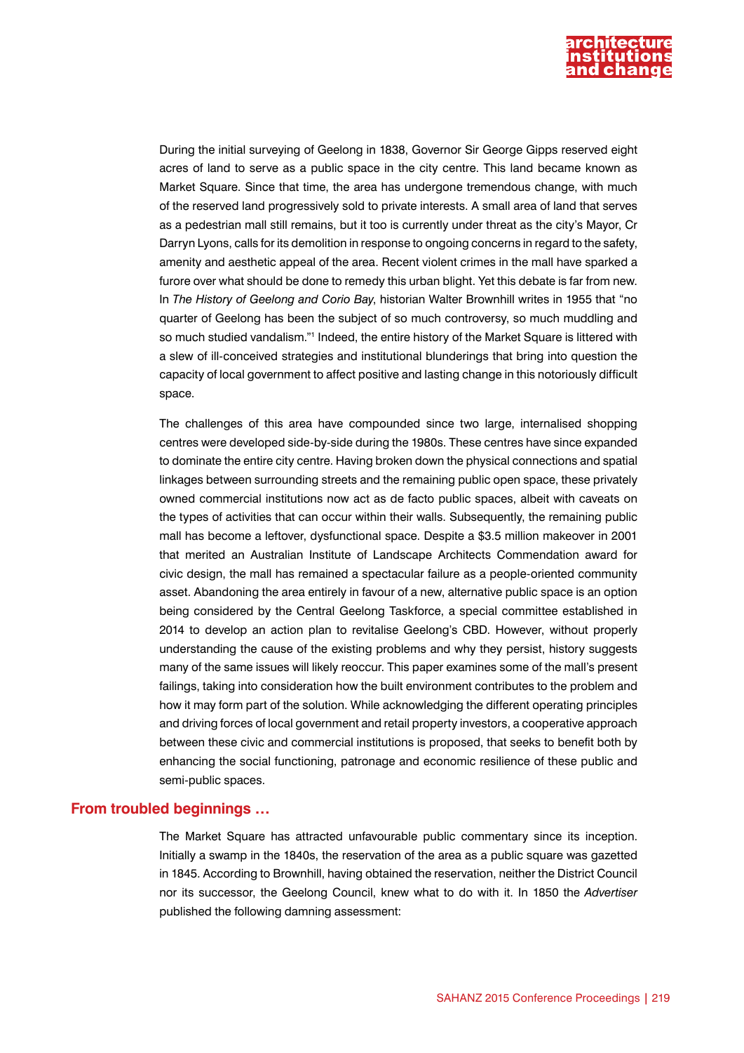During the initial surveying of Geelong in 1838, Governor Sir George Gipps reserved eight acres of land to serve as a public space in the city centre. This land became known as Market Square. Since that time, the area has undergone tremendous change, with much of the reserved land progressively sold to private interests. A small area of land that serves as a pedestrian mall still remains, but it too is currently under threat as the city's Mayor, Cr Darryn Lyons, calls for its demolition in response to ongoing concerns in regard to the safety, amenity and aesthetic appeal of the area. Recent violent crimes in the mall have sparked a furore over what should be done to remedy this urban blight. Yet this debate is far from new. In *The History of Geelong and Corio Bay*, historian Walter Brownhill writes in 1955 that "no quarter of Geelong has been the subject of so much controversy, so much muddling and so much studied vandalism."[1] Indeed, the entire history of the Market Square is littered with a slew of ill-conceived strategies and institutional blunderings that bring into question the capacity of local government to affect positive and lasting change in this notoriously difficult space.

The challenges of this area have compounded since two large, internalised shopping centres were developed side-by-side during the 1980s. These centres have since expanded to dominate the entire city centre. Having broken down the physical connections and spatial linkages between surrounding streets and the remaining public open space, these privately owned commercial institutions now act as de facto public spaces, albeit with caveats on the types of activities that can occur within their walls. Subsequently, the remaining public mall has become a leftover, dysfunctional space. Despite a $3.5 million makeover in 2001 that merited an Australian Institute of Landscape Architects Commendation award for civic design, the mall has remained a spectacular failure as a people-oriented community asset. Abandoning the area entirely in favour of a new, alternative public space is an option being considered by the Central Geelong Taskforce, a special committee established in 2014 to develop an action plan to revitalise Geelong's CBD. However, without properly understanding the cause of the existing problems and why they persist, history suggests many of the same issues will likely reoccur. This paper examines some of the mall's present failings, taking into consideration how the built environment contributes to the problem and how it may form part of the solution. While acknowledging the different operating principles and driving forces of local government and retail property investors, a cooperative approach between these civic and commercial institutions is proposed, that seeks to benefit both by enhancing the social functioning, patronage and economic resilience of these public and semi-public spaces.

## From troubled beginnings …

The Market Square has attracted unfavourable public commentary since its inception. Initially a swamp in the 1840s, the reservation of the area as a public square was gazetted in 1845. According to Brownhill, having obtained the reservation, neither the District Council nor its successor, the Geelong Council, knew what to do with it. In 1850 the *Advertiser* published the following damning assessment: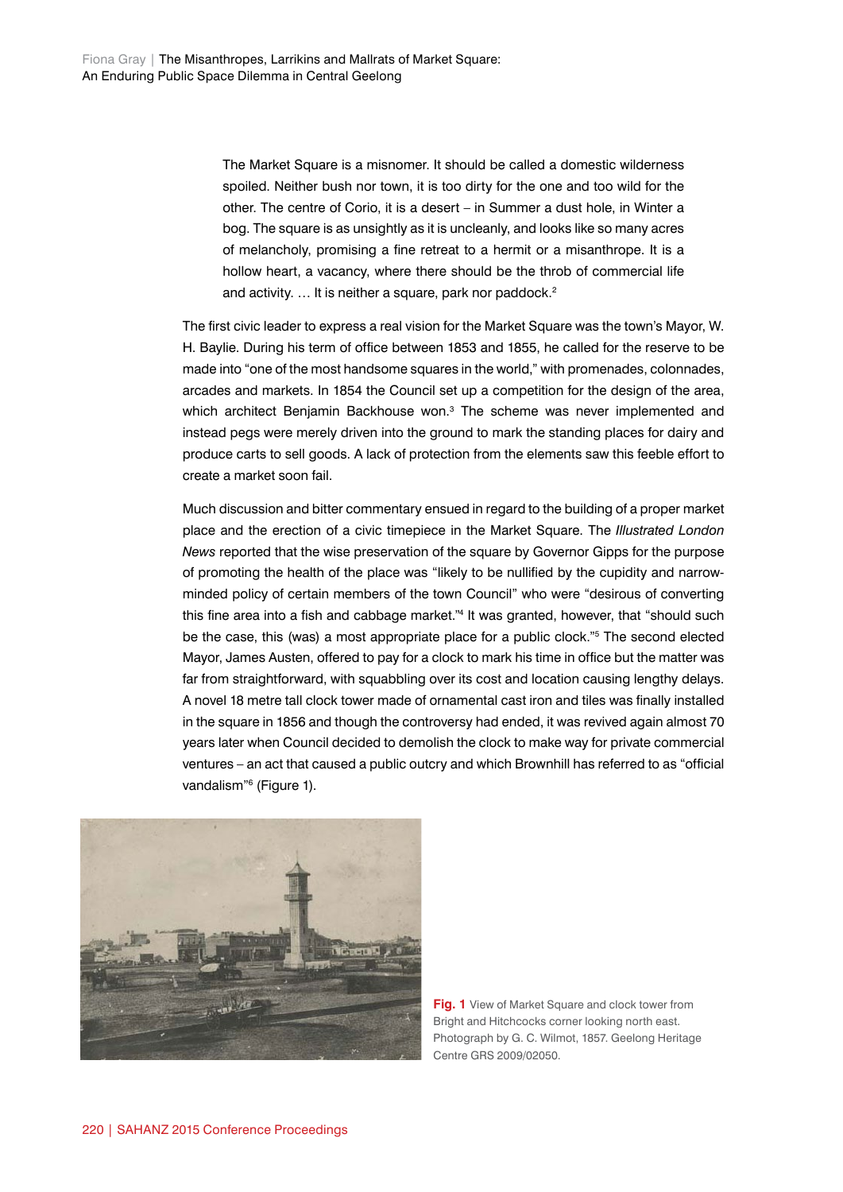> The Market Square is a misnomer. It should be called a domestic wilderness spoiled. Neither bush nor town, it is too dirty for the one and too wild for the other. The centre of Corio, it is a desert – in Summer a dust hole, in Winter a bog. The square is as unsightly as it is uncleanly, and looks like so many acres of melancholy, promising a fine retreat to a hermit or a misanthrope. It is a hollow heart, a vacancy, where there should be the throb of commercial life and activity. … It is neither a square, park nor paddock.[2]

The first civic leader to express a real vision for the Market Square was the town's Mayor, W. H. Baylie. During his term of office between 1853 and 1855, he called for the reserve to be made into "one of the most handsome squares in the world," with promenades, colonnades, arcades and markets. In 1854 the Council set up a competition for the design of the area, which architect Benjamin Backhouse won.[3] The scheme was never implemented and instead pegs were merely driven into the ground to mark the standing places for dairy and produce carts to sell goods. A lack of protection from the elements saw this feeble effort to create a market soon fail.

Much discussion and bitter commentary ensued in regard to the building of a proper market place and the erection of a civic timepiece in the Market Square. The *Illustrated London News* reported that the wise preservation of the square by Governor Gipps for the purpose of promoting the health of the place was "likely to be nullified by the cupidity and narrow-minded policy of certain members of the town Council" who were "desirous of converting this fine area into a fish and cabbage market."[4] It was granted, however, that "should such be the case, this (was) a most appropriate place for a public clock."[5] The second elected Mayor, James Austen, offered to pay for a clock to mark his time in office but the matter was far from straightforward, with squabbling over its cost and location causing lengthy delays. A novel 18 metre tall clock tower made of ornamental cast iron and tiles was finally installed in the square in 1856 and though the controversy had ended, it was revived again almost 70 years later when Council decided to demolish the clock to make way for private commercial ventures – an act that caused a public outcry and which Brownhill has referred to as "official vandalism"[6] (Figure 1).

**Fig. 1** View of Market Square and clock tower from Bright and Hitchcocks corner looking north east. Photograph by G. C. Wilmot, 1857. Geelong Heritage Centre GRS 2009/02050.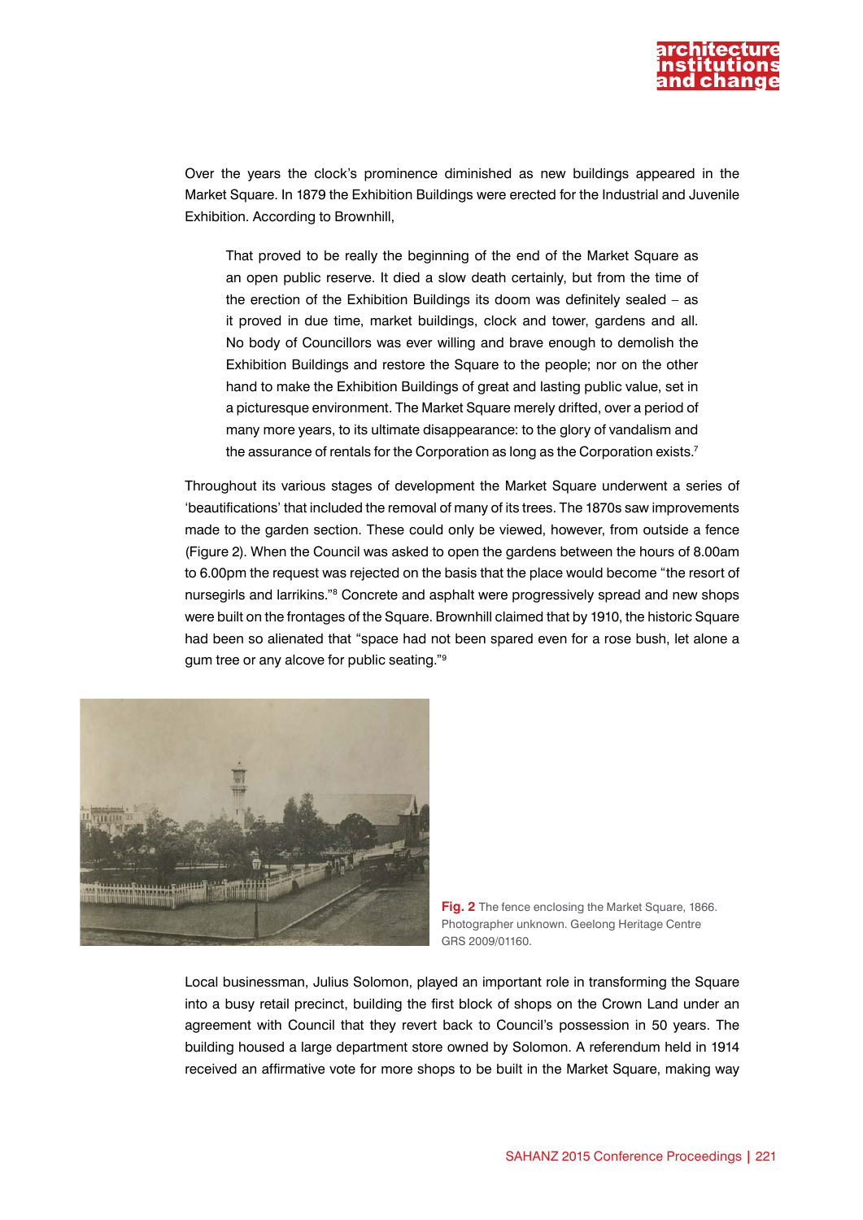Over the years the clock's prominence diminished as new buildings appeared in the Market Square. In 1879 the Exhibition Buildings were erected for the Industrial and Juvenile Exhibition. According to Brownhill,

> That proved to be really the beginning of the end of the Market Square as an open public reserve. It died a slow death certainly, but from the time of the erection of the Exhibition Buildings its doom was definitely sealed – as it proved in due time, market buildings, clock and tower, gardens and all. No body of Councillors was ever willing and brave enough to demolish the Exhibition Buildings and restore the Square to the people; nor on the other hand to make the Exhibition Buildings of great and lasting public value, set in a picturesque environment. The Market Square merely drifted, over a period of many more years, to its ultimate disappearance: to the glory of vandalism and the assurance of rentals for the Corporation as long as the Corporation exists.[7]

Throughout its various stages of development the Market Square underwent a series of 'beautifications' that included the removal of many of its trees. The 1870s saw improvements made to the garden section. These could only be viewed, however, from outside a fence (Figure 2). When the Council was asked to open the gardens between the hours of 8.00am to 6.00pm the request was rejected on the basis that the place would become "the resort of nursegirls and larrikins."[8] Concrete and asphalt were progressively spread and new shops were built on the frontages of the Square. Brownhill claimed that by 1910, the historic Square had been so alienated that "space had not been spared even for a rose bush, let alone a gum tree or any alcove for public seating."[9]

**Fig. 2** The fence enclosing the Market Square, 1866. Photographer unknown. Geelong Heritage Centre GRS 2009/01160.

Local businessman, Julius Solomon, played an important role in transforming the Square into a busy retail precinct, building the first block of shops on the Crown Land under an agreement with Council that they revert back to Council's possession in 50 years. The building housed a large department store owned by Solomon. A referendum held in 1914 received an affirmative vote for more shops to be built in the Market Square, making way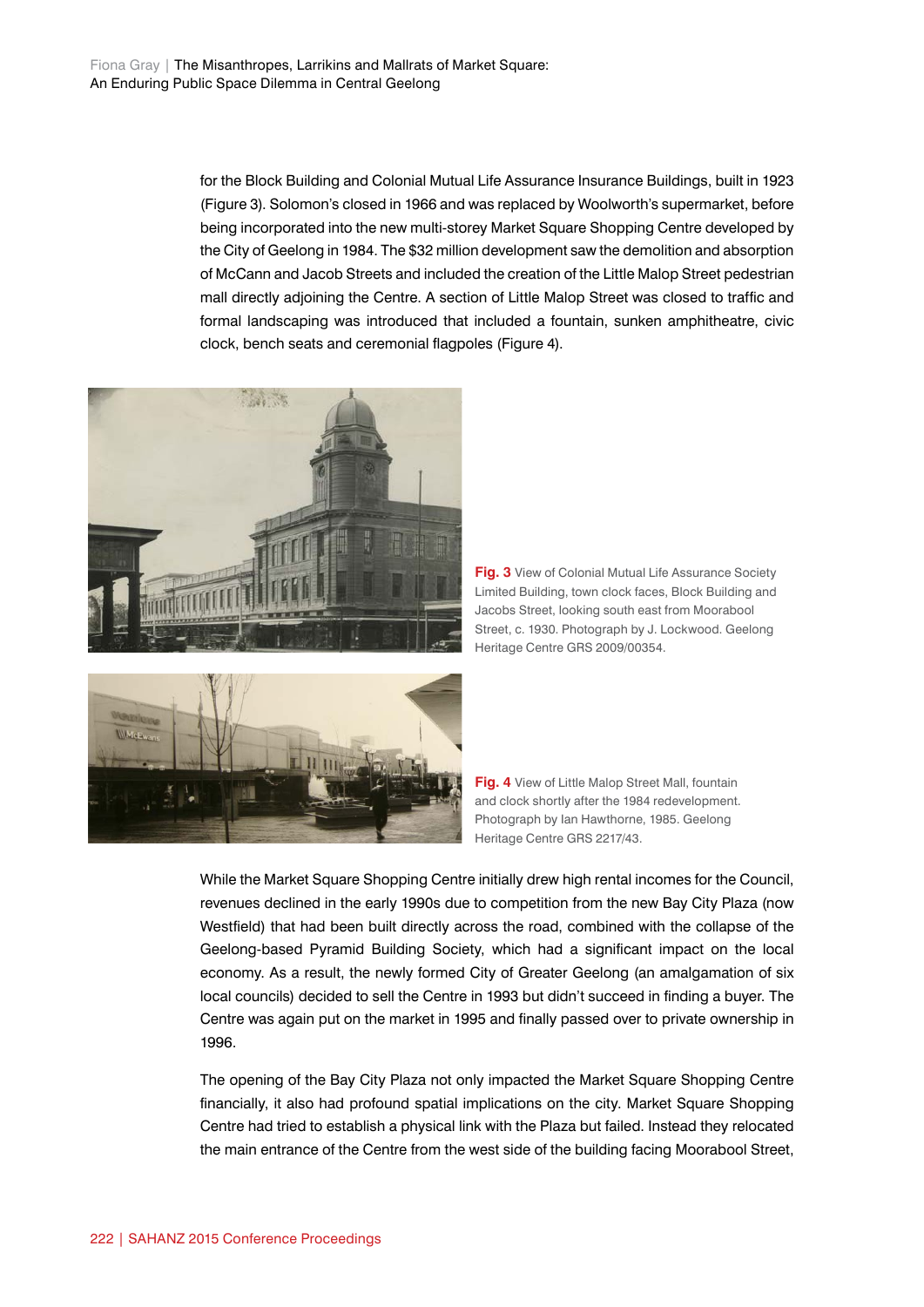for the Block Building and Colonial Mutual Life Assurance Insurance Buildings, built in 1923 (Figure 3). Solomon's closed in 1966 and was replaced by Woolworth's supermarket, before being incorporated into the new multi-storey Market Square Shopping Centre developed by the City of Geelong in 1984. The $32 million development saw the demolition and absorption of McCann and Jacob Streets and included the creation of the Little Malop Street pedestrian mall directly adjoining the Centre. A section of Little Malop Street was closed to traffic and formal landscaping was introduced that included a fountain, sunken amphitheatre, civic clock, bench seats and ceremonial flagpoles (Figure 4).

**Fig. 3** View of Colonial Mutual Life Assurance Society Limited Building, town clock faces, Block Building and Jacobs Street, looking south east from Moorabool Street, c. 1930. Photograph by J. Lockwood. Geelong Heritage Centre GRS 2009/00354.

**Fig. 4** View of Little Malop Street Mall, fountain and clock shortly after the 1984 redevelopment. Photograph by Ian Hawthorne, 1985. Geelong Heritage Centre GRS 2217/43.

While the Market Square Shopping Centre initially drew high rental incomes for the Council, revenues declined in the early 1990s due to competition from the new Bay City Plaza (now Westfield) that had been built directly across the road, combined with the collapse of the Geelong-based Pyramid Building Society, which had a significant impact on the local economy. As a result, the newly formed City of Greater Geelong (an amalgamation of six local councils) decided to sell the Centre in 1993 but didn't succeed in finding a buyer. The Centre was again put on the market in 1995 and finally passed over to private ownership in 1996.

The opening of the Bay City Plaza not only impacted the Market Square Shopping Centre financially, it also had profound spatial implications on the city. Market Square Shopping Centre had tried to establish a physical link with the Plaza but failed. Instead they relocated the main entrance of the Centre from the west side of the building facing Moorabool Street,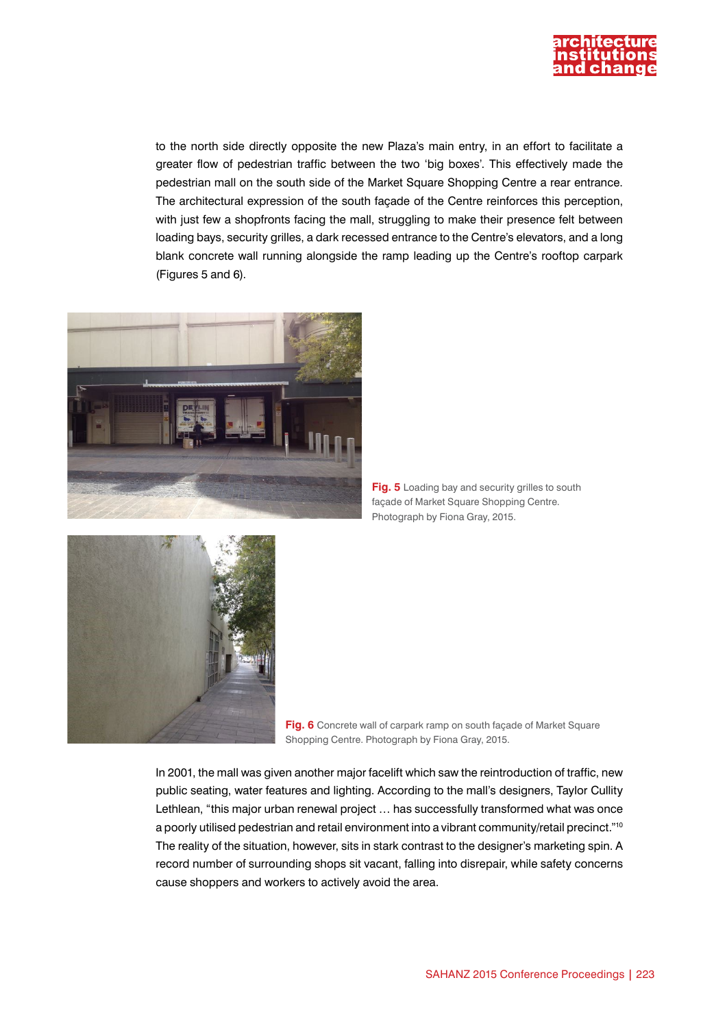to the north side directly opposite the new Plaza's main entry, in an effort to facilitate a greater flow of pedestrian traffic between the two 'big boxes'. This effectively made the pedestrian mall on the south side of the Market Square Shopping Centre a rear entrance. The architectural expression of the south façade of the Centre reinforces this perception, with just few a shopfronts facing the mall, struggling to make their presence felt between loading bays, security grilles, a dark recessed entrance to the Centre's elevators, and a long blank concrete wall running alongside the ramp leading up the Centre's rooftop carpark (Figures 5 and 6).

**Fig. 5** Loading bay and security grilles to south façade of Market Square Shopping Centre. Photograph by Fiona Gray, 2015.

**Fig. 6** Concrete wall of carpark ramp on south façade of Market Square Shopping Centre. Photograph by Fiona Gray, 2015.

In 2001, the mall was given another major facelift which saw the reintroduction of traffic, new public seating, water features and lighting. According to the mall's designers, Taylor Cullity Lethlean, "this major urban renewal project … has successfully transformed what was once a poorly utilised pedestrian and retail environment into a vibrant community/retail precinct."[10] The reality of the situation, however, sits in stark contrast to the designer's marketing spin. A record number of surrounding shops sit vacant, falling into disrepair, while safety concerns cause shoppers and workers to actively avoid the area.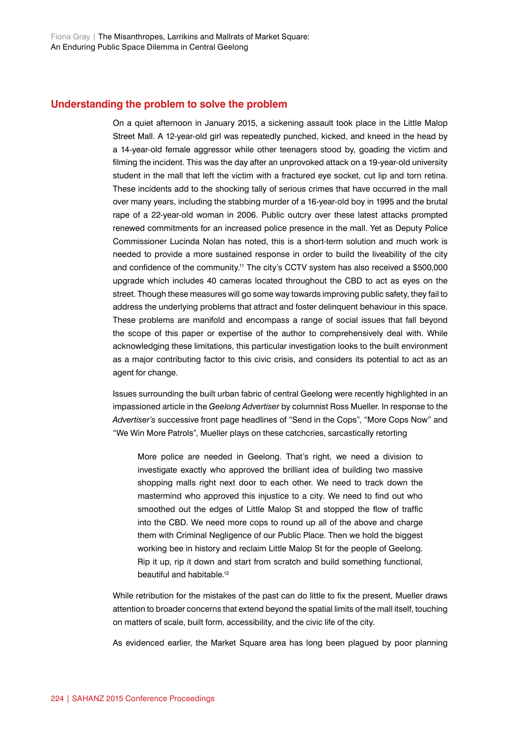## Understanding the problem to solve the problem

On a quiet afternoon in January 2015, a sickening assault took place in the Little Malop Street Mall. A 12-year-old girl was repeatedly punched, kicked, and kneed in the head by a 14-year-old female aggressor while other teenagers stood by, goading the victim and filming the incident. This was the day after an unprovoked attack on a 19-year-old university student in the mall that left the victim with a fractured eye socket, cut lip and torn retina. These incidents add to the shocking tally of serious crimes that have occurred in the mall over many years, including the stabbing murder of a 16-year-old boy in 1995 and the brutal rape of a 22-year-old woman in 2006. Public outcry over these latest attacks prompted renewed commitments for an increased police presence in the mall. Yet as Deputy Police Commissioner Lucinda Nolan has noted, this is a short-term solution and much work is needed to provide a more sustained response in order to build the liveability of the city and confidence of the community.[11] The city's CCTV system has also received a $500,000 upgrade which includes 40 cameras located throughout the CBD to act as eyes on the street. Though these measures will go some way towards improving public safety, they fail to address the underlying problems that attract and foster delinquent behaviour in this space. These problems are manifold and encompass a range of social issues that fall beyond the scope of this paper or expertise of the author to comprehensively deal with. While acknowledging these limitations, this particular investigation looks to the built environment as a major contributing factor to this civic crisis, and considers its potential to act as an agent for change.

Issues surrounding the built urban fabric of central Geelong were recently highlighted in an impassioned article in the *Geelong Advertiser* by columnist Ross Mueller. In response to the *Advertiser's* successive front page headlines of "Send in the Cops", "More Cops Now" and "We Win More Patrols", Mueller plays on these catchcries, sarcastically retorting

> More police are needed in Geelong. That's right, we need a division to investigate exactly who approved the brilliant idea of building two massive shopping malls right next door to each other. We need to track down the mastermind who approved this injustice to a city. We need to find out who smoothed out the edges of Little Malop St and stopped the flow of traffic into the CBD. We need more cops to round up all of the above and charge them with Criminal Negligence of our Public Place. Then we hold the biggest working bee in history and reclaim Little Malop St for the people of Geelong. Rip it up, rip it down and start from scratch and build something functional, beautiful and habitable.[12]

While retribution for the mistakes of the past can do little to fix the present, Mueller draws attention to broader concerns that extend beyond the spatial limits of the mall itself, touching on matters of scale, built form, accessibility, and the civic life of the city.

As evidenced earlier, the Market Square area has long been plagued by poor planning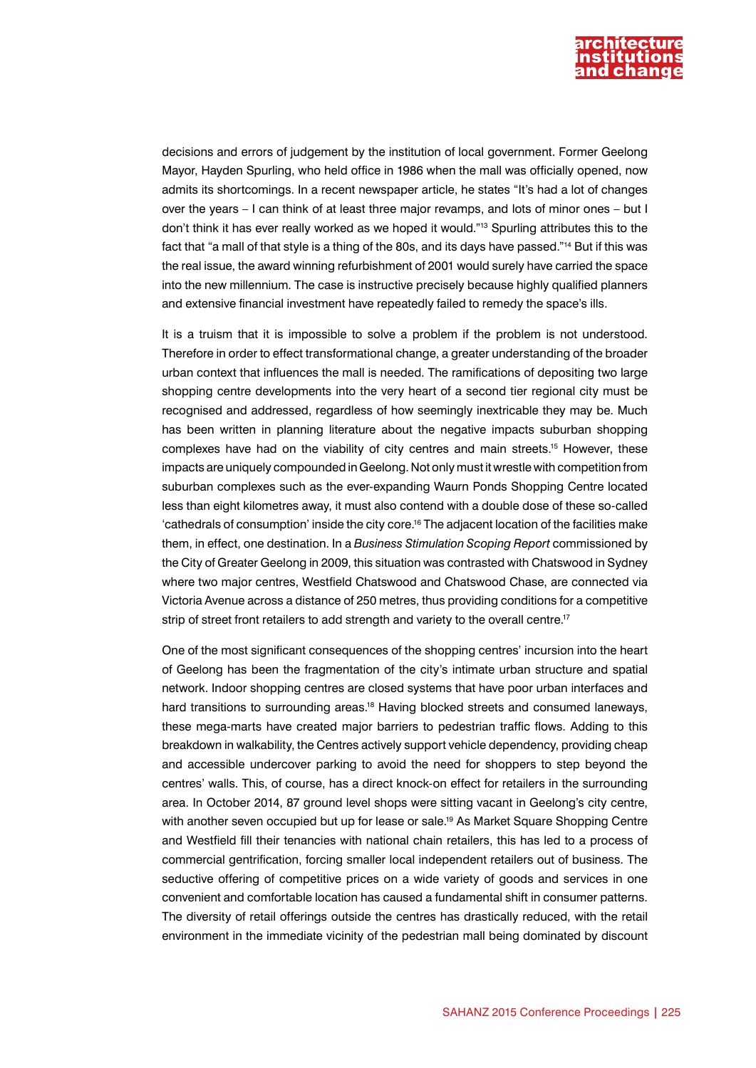decisions and errors of judgement by the institution of local government. Former Geelong Mayor, Hayden Spurling, who held office in 1986 when the mall was officially opened, now admits its shortcomings. In a recent newspaper article, he states "It's had a lot of changes over the years – I can think of at least three major revamps, and lots of minor ones – but I don't think it has ever really worked as we hoped it would."[13] Spurling attributes this to the fact that "a mall of that style is a thing of the 80s, and its days have passed."[14] But if this was the real issue, the award winning refurbishment of 2001 would surely have carried the space into the new millennium. The case is instructive precisely because highly qualified planners and extensive financial investment have repeatedly failed to remedy the space's ills.

It is a truism that it is impossible to solve a problem if the problem is not understood. Therefore in order to effect transformational change, a greater understanding of the broader urban context that influences the mall is needed. The ramifications of depositing two large shopping centre developments into the very heart of a second tier regional city must be recognised and addressed, regardless of how seemingly inextricable they may be. Much has been written in planning literature about the negative impacts suburban shopping complexes have had on the viability of city centres and main streets.[15] However, these impacts are uniquely compounded in Geelong. Not only must it wrestle with competition from suburban complexes such as the ever-expanding Waurn Ponds Shopping Centre located less than eight kilometres away, it must also contend with a double dose of these so-called 'cathedrals of consumption' inside the city core.[16] The adjacent location of the facilities make them, in effect, one destination. In a *Business Stimulation Scoping Report* commissioned by the City of Greater Geelong in 2009, this situation was contrasted with Chatswood in Sydney where two major centres, Westfield Chatswood and Chatswood Chase, are connected via Victoria Avenue across a distance of 250 metres, thus providing conditions for a competitive strip of street front retailers to add strength and variety to the overall centre.[17]

One of the most significant consequences of the shopping centres' incursion into the heart of Geelong has been the fragmentation of the city's intimate urban structure and spatial network. Indoor shopping centres are closed systems that have poor urban interfaces and hard transitions to surrounding areas.[18] Having blocked streets and consumed laneways, these mega-marts have created major barriers to pedestrian traffic flows. Adding to this breakdown in walkability, the Centres actively support vehicle dependency, providing cheap and accessible undercover parking to avoid the need for shoppers to step beyond the centres' walls. This, of course, has a direct knock-on effect for retailers in the surrounding area. In October 2014, 87 ground level shops were sitting vacant in Geelong's city centre, with another seven occupied but up for lease or sale.[19] As Market Square Shopping Centre and Westfield fill their tenancies with national chain retailers, this has led to a process of commercial gentrification, forcing smaller local independent retailers out of business. The seductive offering of competitive prices on a wide variety of goods and services in one convenient and comfortable location has caused a fundamental shift in consumer patterns. The diversity of retail offerings outside the centres has drastically reduced, with the retail environment in the immediate vicinity of the pedestrian mall being dominated by discount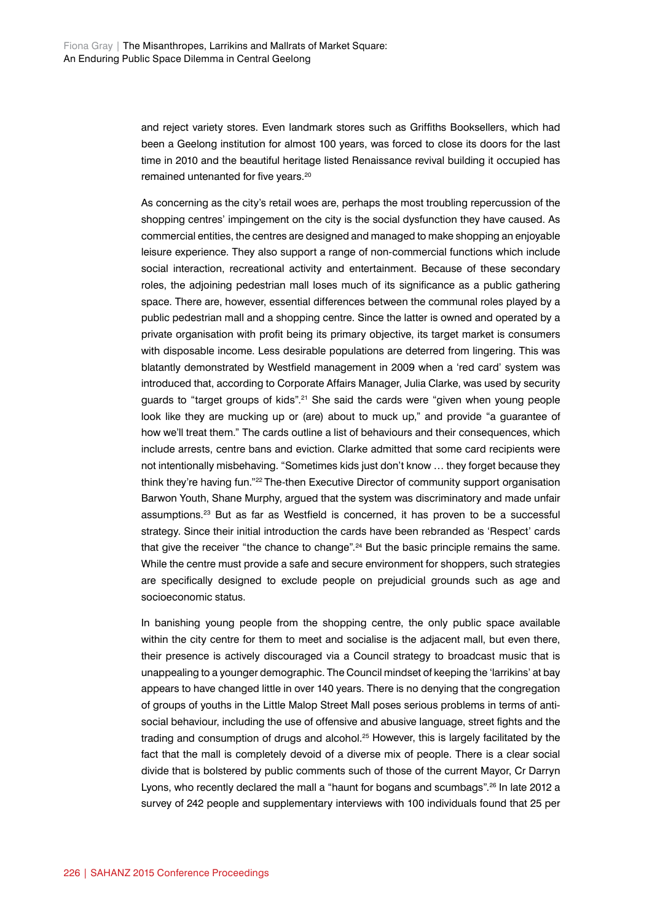and reject variety stores. Even landmark stores such as Griffiths Booksellers, which had been a Geelong institution for almost 100 years, was forced to close its doors for the last time in 2010 and the beautiful heritage listed Renaissance revival building it occupied has remained untenanted for five years.[20]

As concerning as the city's retail woes are, perhaps the most troubling repercussion of the shopping centres' impingement on the city is the social dysfunction they have caused. As commercial entities, the centres are designed and managed to make shopping an enjoyable leisure experience. They also support a range of non-commercial functions which include social interaction, recreational activity and entertainment. Because of these secondary roles, the adjoining pedestrian mall loses much of its significance as a public gathering space. There are, however, essential differences between the communal roles played by a public pedestrian mall and a shopping centre. Since the latter is owned and operated by a private organisation with profit being its primary objective, its target market is consumers with disposable income. Less desirable populations are deterred from lingering. This was blatantly demonstrated by Westfield management in 2009 when a 'red card' system was introduced that, according to Corporate Affairs Manager, Julia Clarke, was used by security guards to "target groups of kids".[21] She said the cards were "given when young people look like they are mucking up or (are) about to muck up," and provide "a guarantee of how we'll treat them." The cards outline a list of behaviours and their consequences, which include arrests, centre bans and eviction. Clarke admitted that some card recipients were not intentionally misbehaving. "Sometimes kids just don't know … they forget because they think they're having fun."[22] The-then Executive Director of community support organisation Barwon Youth, Shane Murphy, argued that the system was discriminatory and made unfair assumptions.[23] But as far as Westfield is concerned, it has proven to be a successful strategy. Since their initial introduction the cards have been rebranded as 'Respect' cards that give the receiver "the chance to change".[24] But the basic principle remains the same. While the centre must provide a safe and secure environment for shoppers, such strategies are specifically designed to exclude people on prejudicial grounds such as age and socioeconomic status.

In banishing young people from the shopping centre, the only public space available within the city centre for them to meet and socialise is the adjacent mall, but even there, their presence is actively discouraged via a Council strategy to broadcast music that is unappealing to a younger demographic. The Council mindset of keeping the 'larrikins' at bay appears to have changed little in over 140 years. There is no denying that the congregation of groups of youths in the Little Malop Street Mall poses serious problems in terms of anti-social behaviour, including the use of offensive and abusive language, street fights and the trading and consumption of drugs and alcohol.[25] However, this is largely facilitated by the fact that the mall is completely devoid of a diverse mix of people. There is a clear social divide that is bolstered by public comments such of those of the current Mayor, Cr Darryn Lyons, who recently declared the mall a "haunt for bogans and scumbags".[26] In late 2012 a survey of 242 people and supplementary interviews with 100 individuals found that 25 per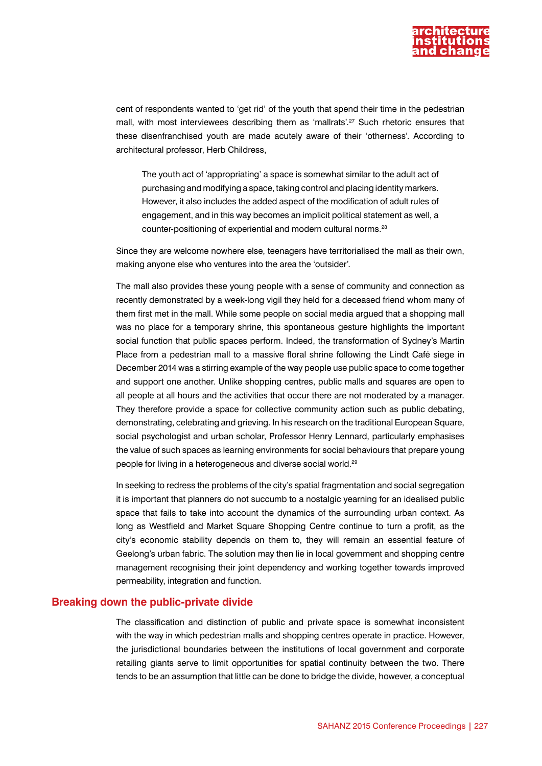cent of respondents wanted to 'get rid' of the youth that spend their time in the pedestrian mall, with most interviewees describing them as 'mallrats'.[27] Such rhetoric ensures that these disenfranchised youth are made acutely aware of their 'otherness'. According to architectural professor, Herb Childress,

> The youth act of 'appropriating' a space is somewhat similar to the adult act of purchasing and modifying a space, taking control and placing identity markers. However, it also includes the added aspect of the modification of adult rules of engagement, and in this way becomes an implicit political statement as well, a counter-positioning of experiential and modern cultural norms.[28]

Since they are welcome nowhere else, teenagers have territorialised the mall as their own, making anyone else who ventures into the area the 'outsider'.

The mall also provides these young people with a sense of community and connection as recently demonstrated by a week-long vigil they held for a deceased friend whom many of them first met in the mall. While some people on social media argued that a shopping mall was no place for a temporary shrine, this spontaneous gesture highlights the important social function that public spaces perform. Indeed, the transformation of Sydney's Martin Place from a pedestrian mall to a massive floral shrine following the Lindt Café siege in December 2014 was a stirring example of the way people use public space to come together and support one another. Unlike shopping centres, public malls and squares are open to all people at all hours and the activities that occur there are not moderated by a manager. They therefore provide a space for collective community action such as public debating, demonstrating, celebrating and grieving. In his research on the traditional European Square, social psychologist and urban scholar, Professor Henry Lennard, particularly emphasises the value of such spaces as learning environments for social behaviours that prepare young people for living in a heterogeneous and diverse social world.[29]

In seeking to redress the problems of the city's spatial fragmentation and social segregation it is important that planners do not succumb to a nostalgic yearning for an idealised public space that fails to take into account the dynamics of the surrounding urban context. As long as Westfield and Market Square Shopping Centre continue to turn a profit, as the city's economic stability depends on them to, they will remain an essential feature of Geelong's urban fabric. The solution may then lie in local government and shopping centre management recognising their joint dependency and working together towards improved permeability, integration and function.

## Breaking down the public-private divide

The classification and distinction of public and private space is somewhat inconsistent with the way in which pedestrian malls and shopping centres operate in practice. However, the jurisdictional boundaries between the institutions of local government and corporate retailing giants serve to limit opportunities for spatial continuity between the two. There tends to be an assumption that little can be done to bridge the divide, however, a conceptual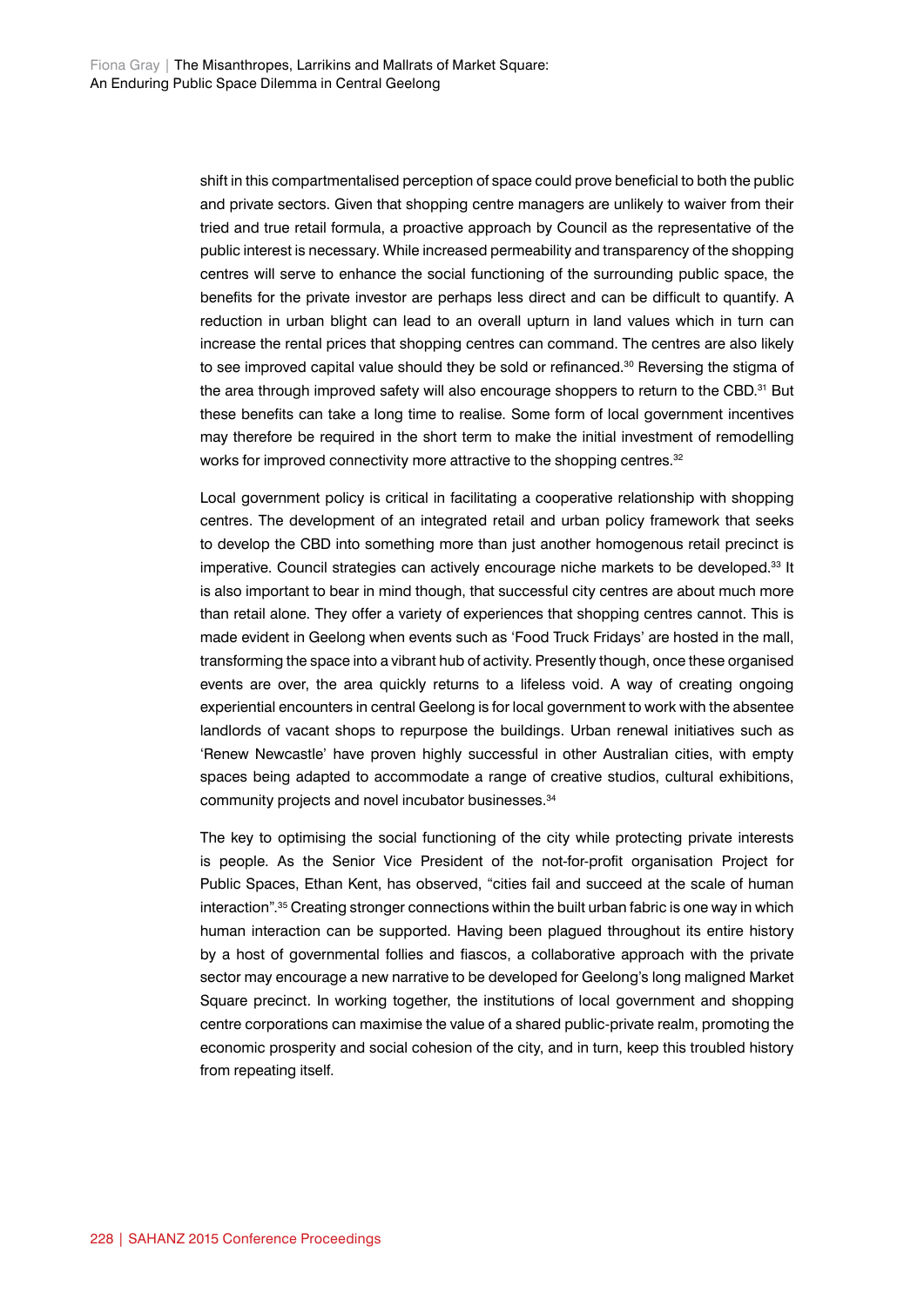shift in this compartmentalised perception of space could prove beneficial to both the public and private sectors. Given that shopping centre managers are unlikely to waiver from their tried and true retail formula, a proactive approach by Council as the representative of the public interest is necessary. While increased permeability and transparency of the shopping centres will serve to enhance the social functioning of the surrounding public space, the benefits for the private investor are perhaps less direct and can be difficult to quantify. A reduction in urban blight can lead to an overall upturn in land values which in turn can increase the rental prices that shopping centres can command. The centres are also likely to see improved capital value should they be sold or refinanced.[30] Reversing the stigma of the area through improved safety will also encourage shoppers to return to the CBD.[31] But these benefits can take a long time to realise. Some form of local government incentives may therefore be required in the short term to make the initial investment of remodelling works for improved connectivity more attractive to the shopping centres.[32]

Local government policy is critical in facilitating a cooperative relationship with shopping centres. The development of an integrated retail and urban policy framework that seeks to develop the CBD into something more than just another homogenous retail precinct is imperative. Council strategies can actively encourage niche markets to be developed.[33] It is also important to bear in mind though, that successful city centres are about much more than retail alone. They offer a variety of experiences that shopping centres cannot. This is made evident in Geelong when events such as 'Food Truck Fridays' are hosted in the mall, transforming the space into a vibrant hub of activity. Presently though, once these organised events are over, the area quickly returns to a lifeless void. A way of creating ongoing experiential encounters in central Geelong is for local government to work with the absentee landlords of vacant shops to repurpose the buildings. Urban renewal initiatives such as 'Renew Newcastle' have proven highly successful in other Australian cities, with empty spaces being adapted to accommodate a range of creative studios, cultural exhibitions, community projects and novel incubator businesses.[34]

The key to optimising the social functioning of the city while protecting private interests is people. As the Senior Vice President of the not-for-profit organisation Project for Public Spaces, Ethan Kent, has observed, "cities fail and succeed at the scale of human interaction".[35] Creating stronger connections within the built urban fabric is one way in which human interaction can be supported. Having been plagued throughout its entire history by a host of governmental follies and fiascos, a collaborative approach with the private sector may encourage a new narrative to be developed for Geelong's long maligned Market Square precinct. In working together, the institutions of local government and shopping centre corporations can maximise the value of a shared public-private realm, promoting the economic prosperity and social cohesion of the city, and in turn, keep this troubled history from repeating itself.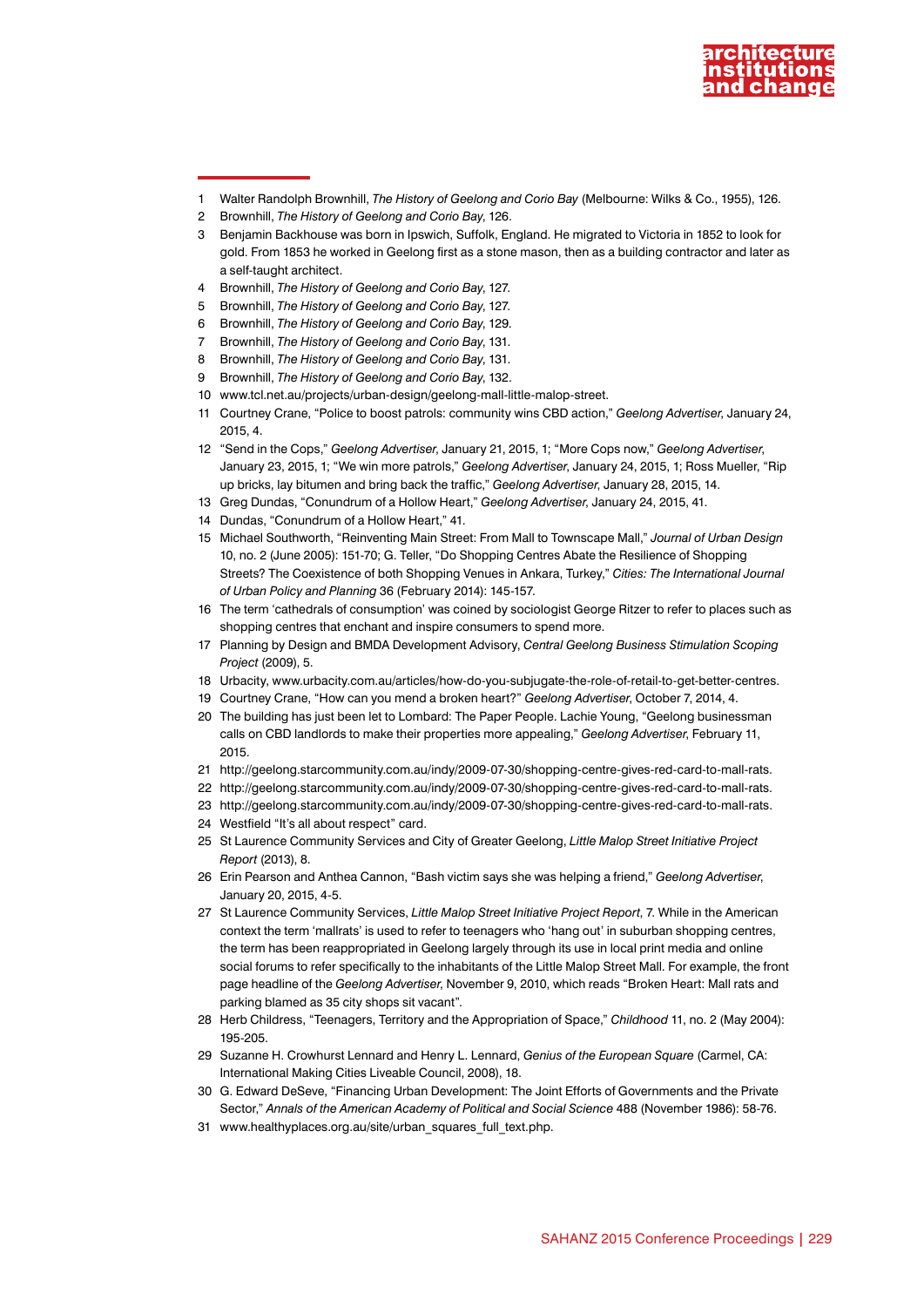1 Walter Randolph Brownhill, *The History of Geelong and Corio Bay* (Melbourne: Wilks & Co., 1955), 126.

2 Brownhill, *The History of Geelong and Corio Bay*, 126.

3 Benjamin Backhouse was born in Ipswich, Suffolk, England. He migrated to Victoria in 1852 to look for gold. From 1853 he worked in Geelong first as a stone mason, then as a building contractor and later as a self-taught architect.

4 Brownhill, *The History of Geelong and Corio Bay*, 127.

5 Brownhill, *The History of Geelong and Corio Bay*, 127.

6 Brownhill, *The History of Geelong and Corio Bay*, 129.

7 Brownhill, *The History of Geelong and Corio Bay*, 131.

8 Brownhill, *The History of Geelong and Corio Bay*, 131.

9 Brownhill, *The History of Geelong and Corio Bay*, 132.

10 www.tcl.net.au/projects/urban-design/geelong-mall-little-malop-street.

11 Courtney Crane, "Police to boost patrols: community wins CBD action," *Geelong Advertiser*, January 24, 2015, 4.

12 "Send in the Cops," *Geelong Advertiser*, January 21, 2015, 1; "More Cops now," *Geelong Advertiser*, January 23, 2015, 1; "We win more patrols," *Geelong Advertiser*, January 24, 2015, 1; Ross Mueller, "Rip up bricks, lay bitumen and bring back the traffic," *Geelong Advertiser*, January 28, 2015, 14.

13 Greg Dundas, "Conundrum of a Hollow Heart," *Geelong Advertiser*, January 24, 2015, 41.

14 Dundas, "Conundrum of a Hollow Heart," 41.

15 Michael Southworth, "Reinventing Main Street: From Mall to Townscape Mall," *Journal of Urban Design* 10, no. 2 (June 2005): 151-70; G. Teller, "Do Shopping Centres Abate the Resilience of Shopping Streets? The Coexistence of both Shopping Venues in Ankara, Turkey," *Cities: The International Journal of Urban Policy and Planning* 36 (February 2014): 145-157.

16 The term 'cathedrals of consumption' was coined by sociologist George Ritzer to refer to places such as shopping centres that enchant and inspire consumers to spend more.

17 Planning by Design and BMDA Development Advisory, *Central Geelong Business Stimulation Scoping Project* (2009), 5.

18 Urbacity, www.urbacity.com.au/articles/how-do-you-subjugate-the-role-of-retail-to-get-better-centres.

19 Courtney Crane, "How can you mend a broken heart?" *Geelong Advertiser*, October 7, 2014, 4.

20 The building has just been let to Lombard: The Paper People. Lachie Young, "Geelong businessman calls on CBD landlords to make their properties more appealing," *Geelong Advertiser*, February 11, 2015.

21 http://geelong.starcommunity.com.au/indy/2009-07-30/shopping-centre-gives-red-card-to-mall-rats.

22 http://geelong.starcommunity.com.au/indy/2009-07-30/shopping-centre-gives-red-card-to-mall-rats.

23 http://geelong.starcommunity.com.au/indy/2009-07-30/shopping-centre-gives-red-card-to-mall-rats.

24 Westfield "It's all about respect" card.

25 St Laurence Community Services and City of Greater Geelong, *Little Malop Street Initiative Project Report* (2013), 8.

26 Erin Pearson and Anthea Cannon, "Bash victim says she was helping a friend," *Geelong Advertiser*, January 20, 2015, 4-5.

27 St Laurence Community Services, *Little Malop Street Initiative Project Report*, 7. While in the American context the term 'mallrats' is used to refer to teenagers who 'hang out' in suburban shopping centres, the term has been reappropriated in Geelong largely through its use in local print media and online social forums to refer specifically to the inhabitants of the Little Malop Street Mall. For example, the front page headline of the *Geelong Advertiser*, November 9, 2010, which reads "Broken Heart: Mall rats and parking blamed as 35 city shops sit vacant".

28 Herb Childress, "Teenagers, Territory and the Appropriation of Space," *Childhood* 11, no. 2 (May 2004): 195-205.

29 Suzanne H. Crowhurst Lennard and Henry L. Lennard, *Genius of the European Square* (Carmel, CA: International Making Cities Liveable Council, 2008), 18.

30 G. Edward DeSeve, "Financing Urban Development: The Joint Efforts of Governments and the Private Sector," *Annals of the American Academy of Political and Social Science* 488 (November 1986): 58-76.

31 www.healthyplaces.org.au/site/urban_squares_full_text.php.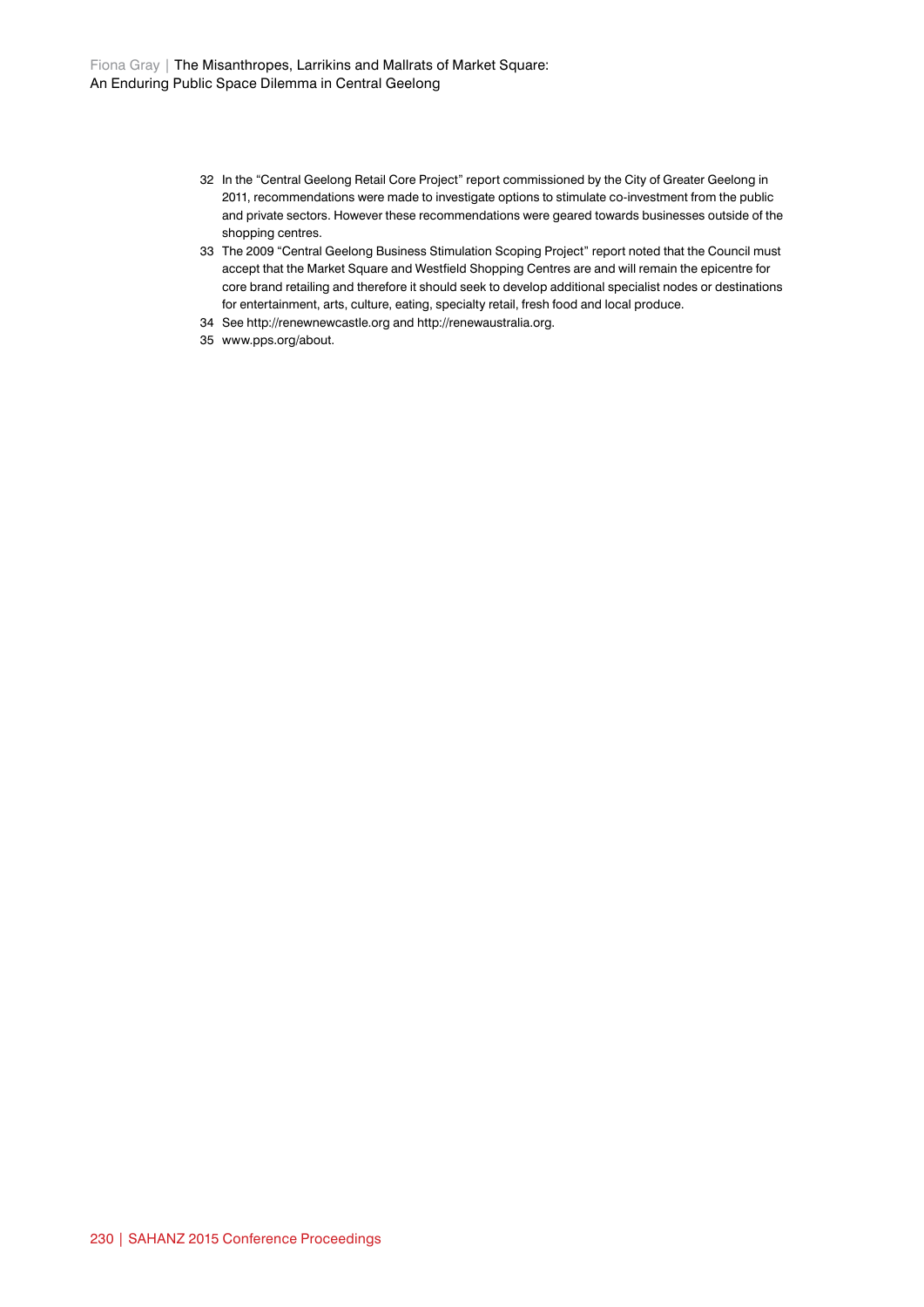32 In the "Central Geelong Retail Core Project" report commissioned by the City of Greater Geelong in 2011, recommendations were made to investigate options to stimulate co-investment from the public and private sectors. However these recommendations were geared towards businesses outside of the shopping centres.

33 The 2009 "Central Geelong Business Stimulation Scoping Project" report noted that the Council must accept that the Market Square and Westfield Shopping Centres are and will remain the epicentre for core brand retailing and therefore it should seek to develop additional specialist nodes or destinations for entertainment, arts, culture, eating, specialty retail, fresh food and local produce.

34 See http://renewnewcastle.org and http://renewaustralia.org.

35 www.pps.org/about.